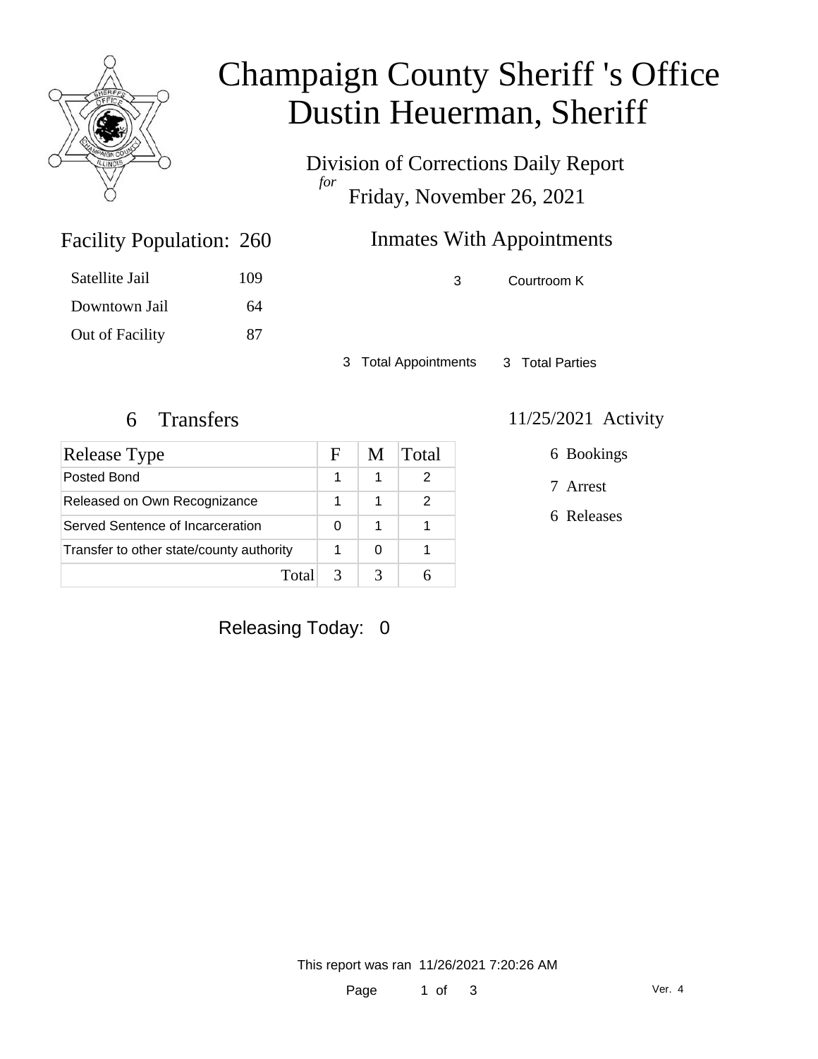# Champaign County Sheriff 's Office
# Dustin Heuerman, Sheriff

Division of Corrections Daily Report
*for*
Friday, November 26, 2021

## Facility Population: 260

| | |
|---|---|
| Satellite Jail | 109 |
| Downtown Jail | 64 |
| Out of Facility | 87 |

## Inmates With Appointments

| | |
|---|---|
| 3 | Courtroom K |

3 Total Appointments    3 Total Parties

## 6 Transfers

| Release Type | F | M | Total |
|---|---|---|---|
| Posted Bond | 1 | 1 | 2 |
| Released on Own Recognizance | 1 | 1 | 2 |
| Served Sentence of Incarceration | 0 | 1 | 1 |
| Transfer to other state/county authority | 1 | 0 | 1 |
| Total | 3 | 3 | 6 |

## 11/25/2021 Activity

6 Bookings

7 Arrest

6 Releases

Releasing Today: 0

This report was ran 11/26/2021 7:20:26 AM

Ver. 4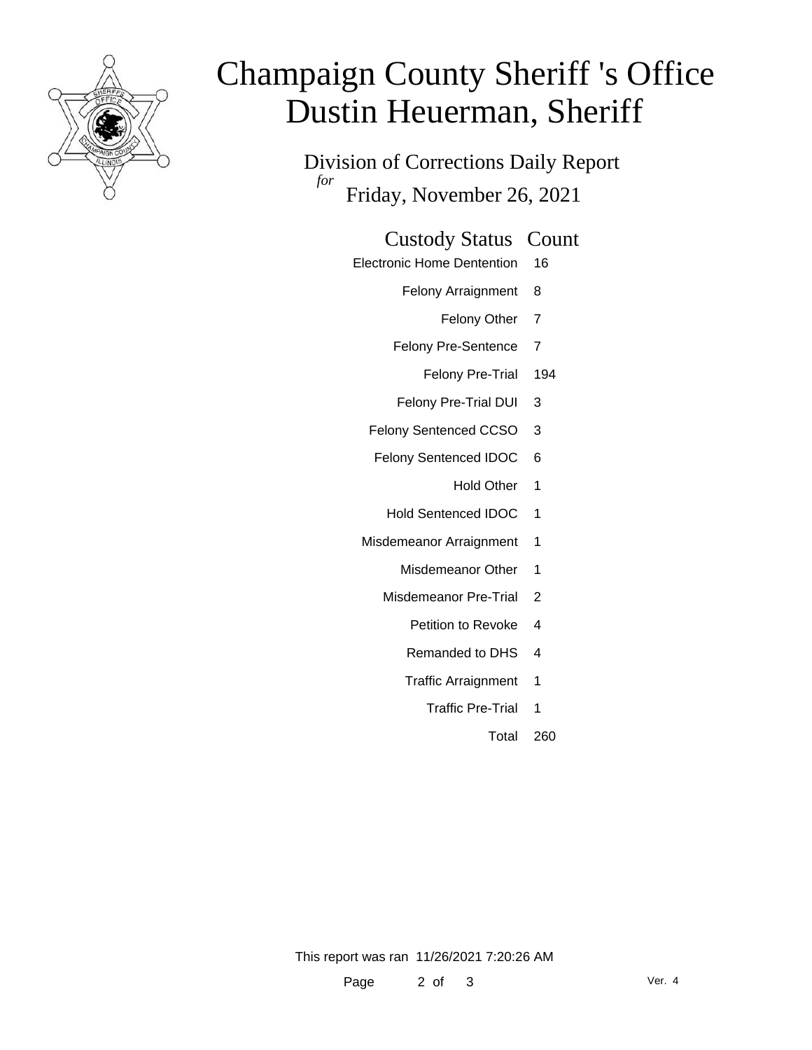# Champaign County Sheriff 's Office
# Dustin Heuerman, Sheriff

## Division of Corrections Daily Report
*for*
## Friday, November 26, 2021

| Custody Status | Count |
|---|---|
| Electronic Home Dentention | 16 |
| Felony Arraignment | 8 |
| Felony Other | 7 |
| Felony Pre-Sentence | 7 |
| Felony Pre-Trial | 194 |
| Felony Pre-Trial DUI | 3 |
| Felony Sentenced CCSO | 3 |
| Felony Sentenced IDOC | 6 |
| Hold Other | 1 |
| Hold Sentenced IDOC | 1 |
| Misdemeanor Arraignment | 1 |
| Misdemeanor Other | 1 |
| Misdemeanor Pre-Trial | 2 |
| Petition to Revoke | 4 |
| Remanded to DHS | 4 |
| Traffic Arraignment | 1 |
| Traffic Pre-Trial | 1 |
| Total | 260 |

This report was ran 11/26/2021 7:20:26 AM

Ver. 4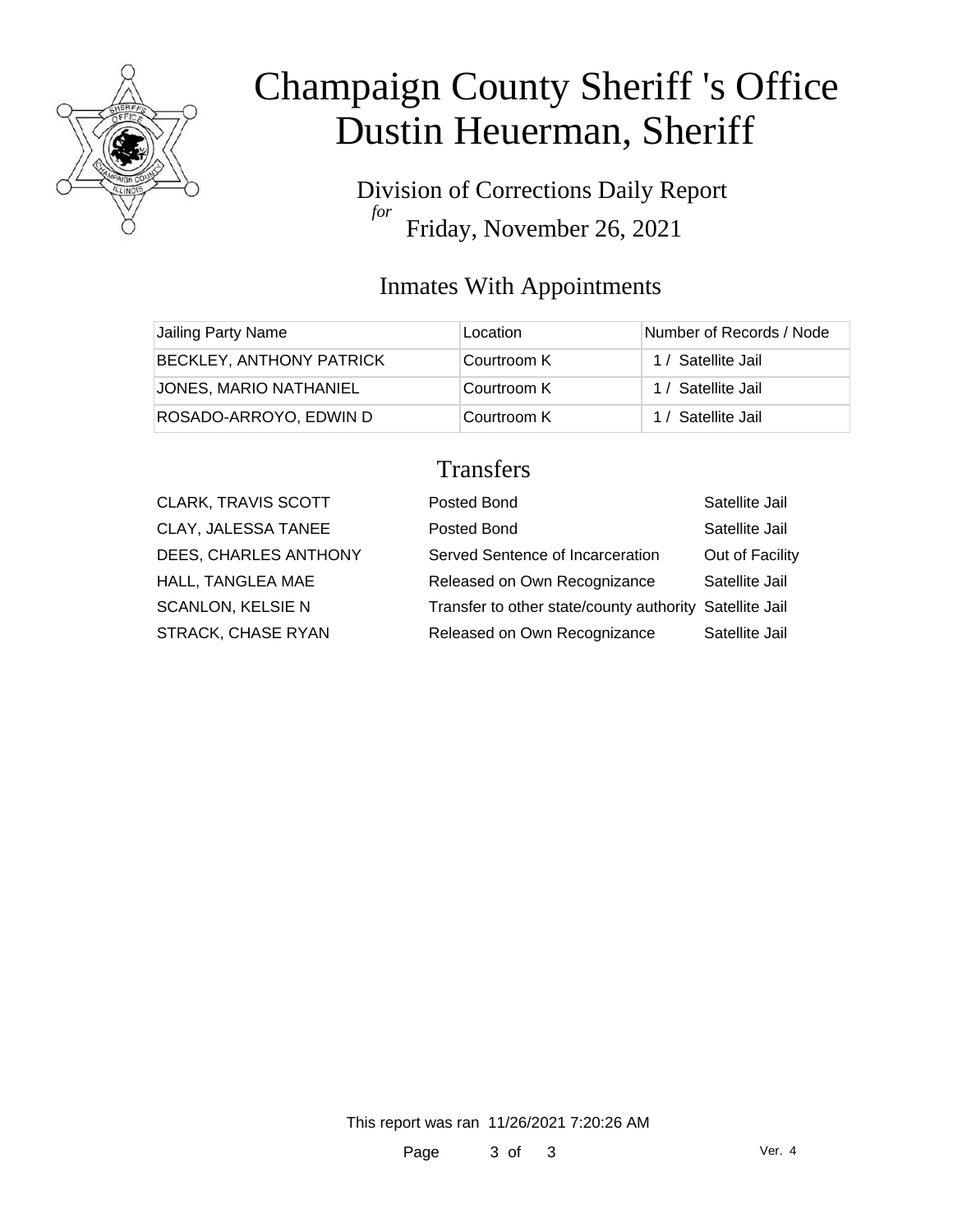# Champaign County Sheriff 's Office
# Dustin Heuerman, Sheriff

Division of Corrections Daily Report
*for*
Friday, November 26, 2021

## Inmates With Appointments

| Jailing Party Name | Location | Number of Records / Node |
| --- | --- | --- |
| BECKLEY, ANTHONY PATRICK | Courtroom K | 1 / Satellite Jail |
| JONES, MARIO NATHANIEL | Courtroom K | 1 / Satellite Jail |
| ROSADO-ARROYO, EDWIN D | Courtroom K | 1 / Satellite Jail |

## Transfers

| | | |
| --- | --- | --- |
| CLARK, TRAVIS SCOTT | Posted Bond | Satellite Jail |
| CLAY, JALESSA TANEE | Posted Bond | Satellite Jail |
| DEES, CHARLES ANTHONY | Served Sentence of Incarceration | Out of Facility |
| HALL, TANGLEA MAE | Released on Own Recognizance | Satellite Jail |
| SCANLON, KELSIE N | Transfer to other state/county authority | Satellite Jail |
| STRACK, CHASE RYAN | Released on Own Recognizance | Satellite Jail |

This report was ran 11/26/2021 7:20:26 AM